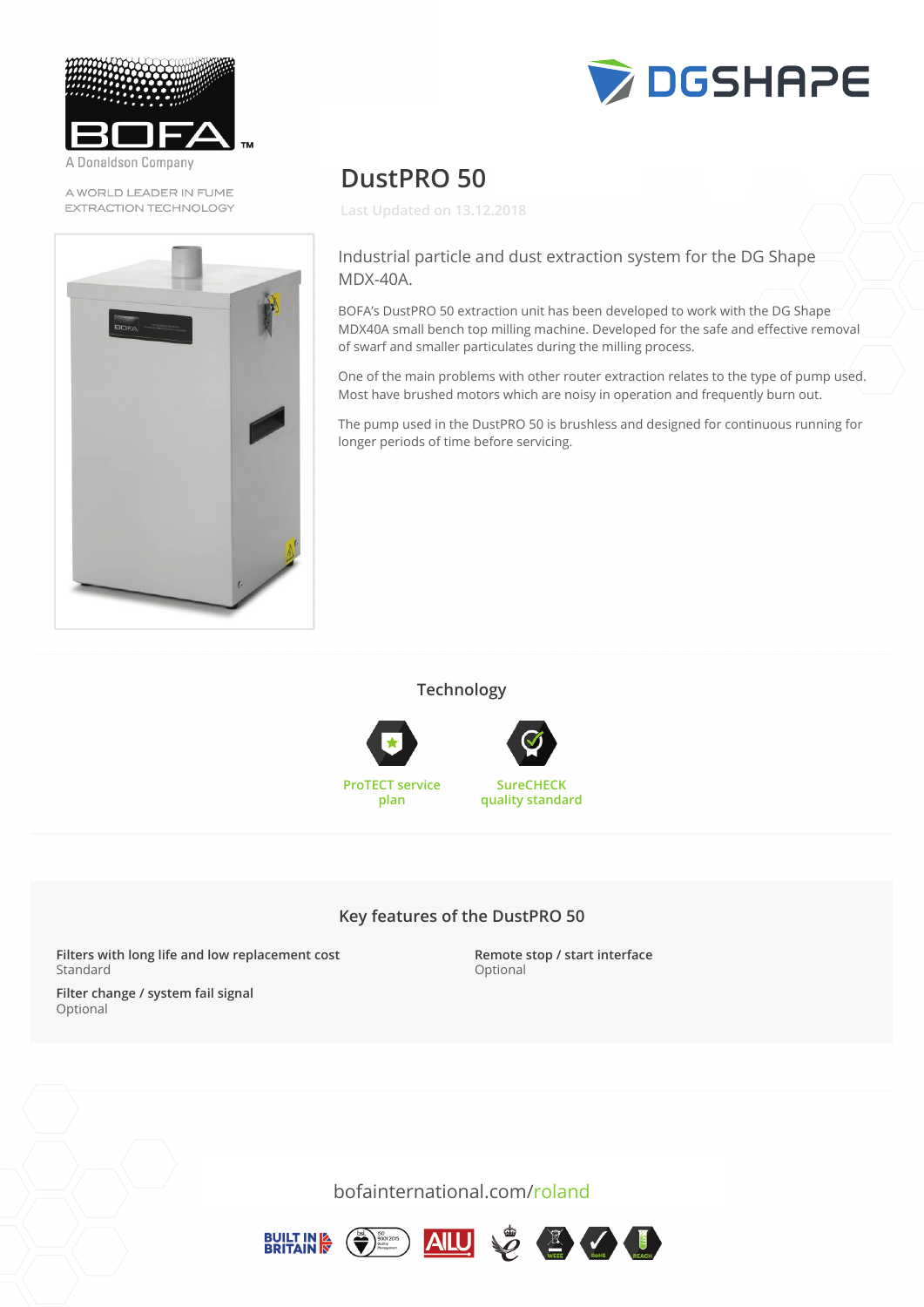A Donaldson Company

A WORLD LEADER IN FUME EXTRACTION TECHNOLOGY

# DustPRO 50

Last Updated on 13.12.2018

Industrial particle and dust extraction system for the DG Shape MDX-40A.

BOFA's DustPRO 50 extraction unit has been developed to work with the DG Shape MDX40A small bench top milling machine. Developed for the safe and effective removal of swarf and smaller particulates during the milling process.

One of the main problems with other router extraction relates to the type of pump used. Most have brushed motors which are noisy in operation and frequently burn out.

The pump used in the DustPRO 50 is brushless and designed for continuous running for longer periods of time before servicing.

## Technology

ProTECT service plan

SureCHECK quality standard

## Key features of the DustPRO 50

**Filters with long life and low replacement cost**
Standard

**Remote stop / start interface**
Optional

**Filter change / system fail signal**
Optional

bofainternational.com/roland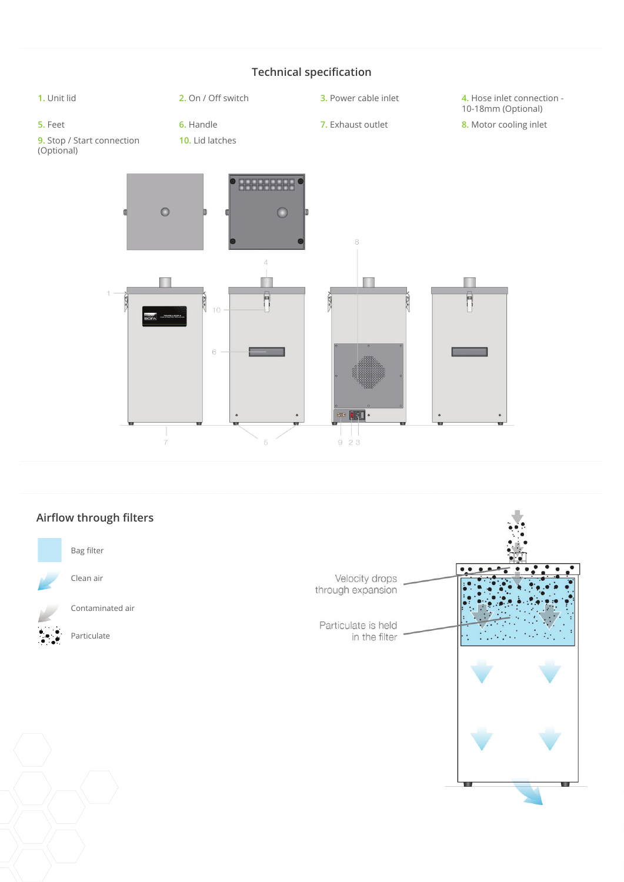## Technical specification

1. Unit lid
2. On / Off switch
3. Power cable inlet
4. Hose inlet connection - 10-18mm (Optional)
5. Feet
6. Handle
7. Exhaust outlet
8. Motor cooling inlet
9. Stop / Start connection (Optional)
10. Lid latches

## Airflow through filters

- Bag filter
- Clean air
- Contaminated air
- Particulate

Velocity drops through expansion

Particulate is held in the filter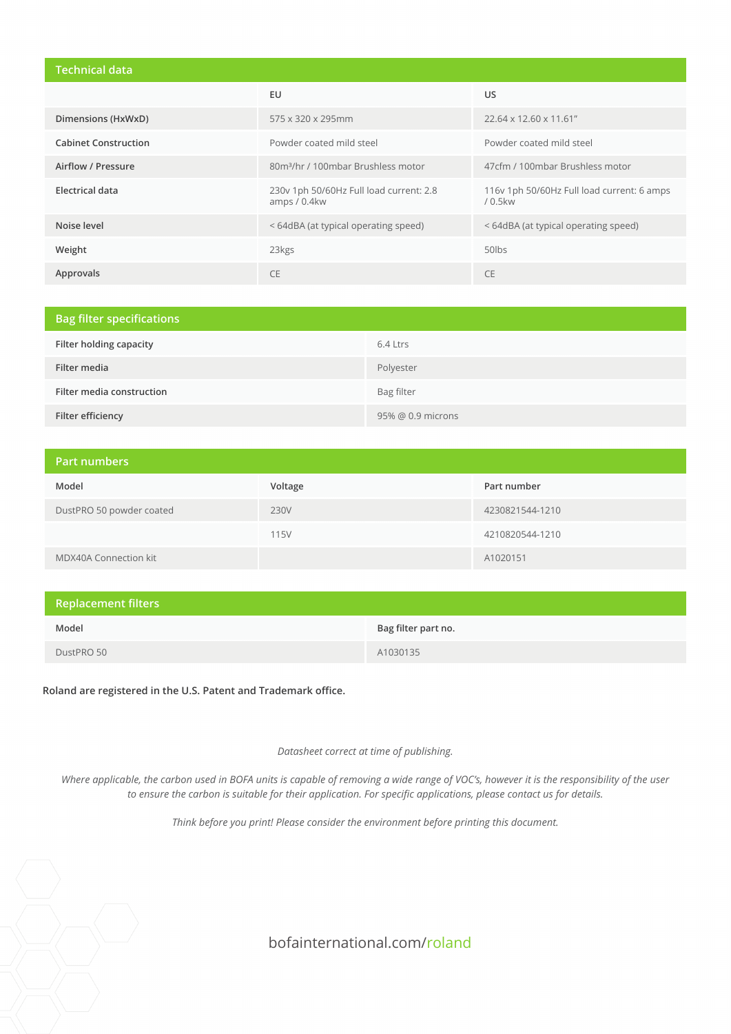## Technical data

| | EU | US |
|---|---|---|
| Dimensions (HxWxD) | 575 x 320 x 295mm | 22.64 x 12.60 x 11.61" |
| Cabinet Construction | Powder coated mild steel | Powder coated mild steel |
| Airflow / Pressure | 80m³/hr / 100mbar Brushless motor | 47cfm / 100mbar Brushless motor |
| Electrical data | 230v 1ph 50/60Hz Full load current: 2.8 amps / 0.4kw | 116v 1ph 50/60Hz Full load current: 6 amps / 0.5kw |
| Noise level | < 64dBA (at typical operating speed) | < 64dBA (at typical operating speed) |
| Weight | 23kgs | 50lbs |
| Approvals | CE | CE |

## Bag filter specifications

| | |
|---|---|
| Filter holding capacity | 6.4 Ltrs |
| Filter media | Polyester |
| Filter media construction | Bag filter |
| Filter efficiency | 95% @ 0.9 microns |

## Part numbers

| Model | Voltage | Part number |
|---|---|---|
| DustPRO 50 powder coated | 230V | 4230821544-1210 |
| | 115V | 4210820544-1210 |
| MDX40A Connection kit | | A1020151 |

## Replacement filters

| Model | Bag filter part no. |
|---|---|
| DustPRO 50 | A1030135 |

**Roland are registered in the U.S. Patent and Trademark office.**

*Datasheet correct at time of publishing.*

*Where applicable, the carbon used in BOFA units is capable of removing a wide range of VOC's, however it is the responsibility of the user to ensure the carbon is suitable for their application. For specific applications, please contact us for details.*

*Think before you print! Please consider the environment before printing this document.*

bofainternational.com/roland